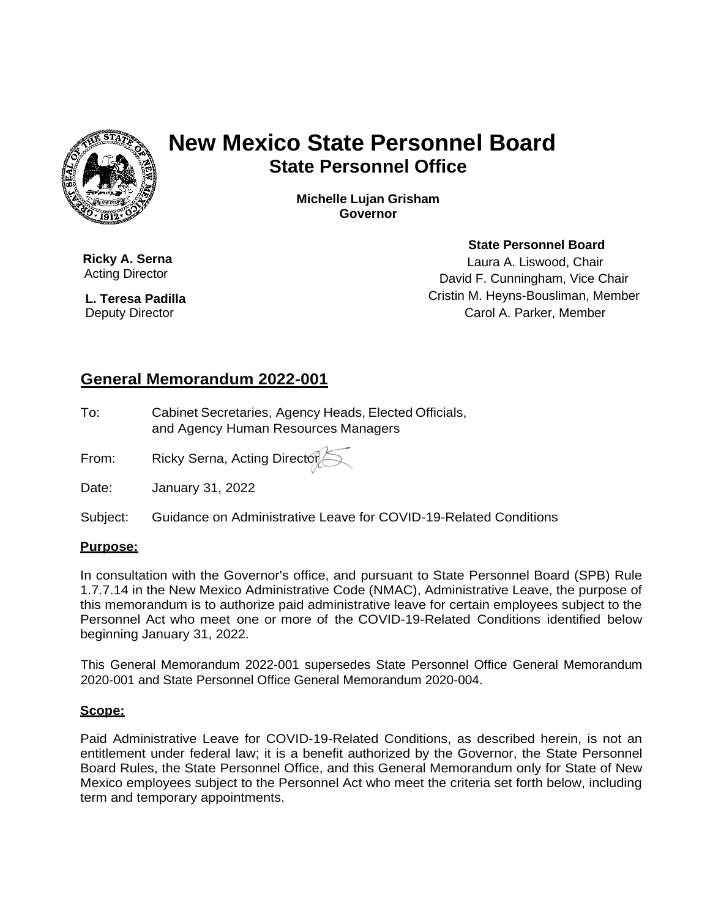# New Mexico State Personnel Board

## State Personnel Office

**Michelle Lujan Grisham**
**Governor**

**Ricky A. Serna**
Acting Director

**L. Teresa Padilla**
Deputy Director

**State Personnel Board**
Laura A. Liswood, Chair
David F. Cunningham, Vice Chair
Cristin M. Heyns-Bousliman, Member
Carol A. Parker, Member

## General Memorandum 2022-001

To: Cabinet Secretaries, Agency Heads, Elected Officials, and Agency Human Resources Managers

From: Ricky Serna, Acting Director

Date: January 31, 2022

Subject: Guidance on Administrative Leave for COVID-19-Related Conditions

### Purpose:

In consultation with the Governor's office, and pursuant to State Personnel Board (SPB) Rule 1.7.7.14 in the New Mexico Administrative Code (NMAC), Administrative Leave, the purpose of this memorandum is to authorize paid administrative leave for certain employees subject to the Personnel Act who meet one or more of the COVID-19-Related Conditions identified below beginning January 31, 2022.

This General Memorandum 2022-001 supersedes State Personnel Office General Memorandum 2020-001 and State Personnel Office General Memorandum 2020-004.

### Scope:

Paid Administrative Leave for COVID-19-Related Conditions, as described herein, is not an entitlement under federal law; it is a benefit authorized by the Governor, the State Personnel Board Rules, the State Personnel Office, and this General Memorandum only for State of New Mexico employees subject to the Personnel Act who meet the criteria set forth below, including term and temporary appointments.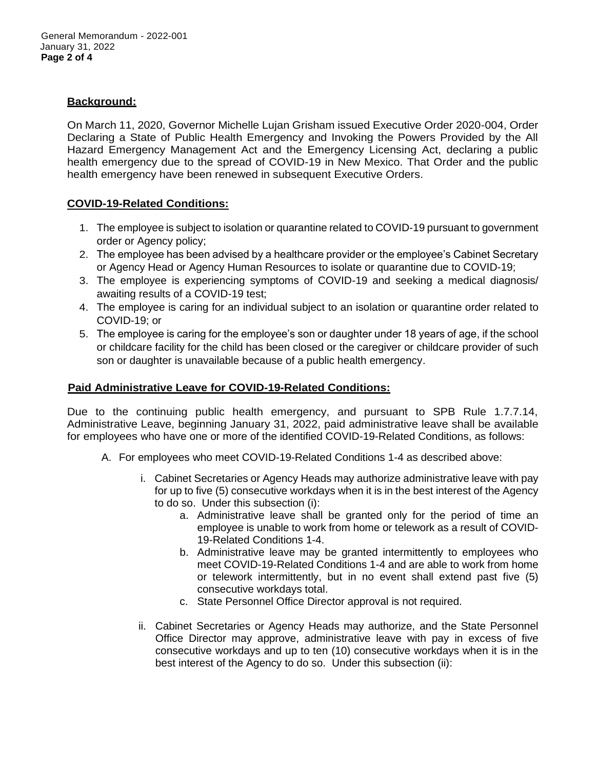**Background:**

On March 11, 2020, Governor Michelle Lujan Grisham issued Executive Order 2020-004, Order Declaring a State of Public Health Emergency and Invoking the Powers Provided by the All Hazard Emergency Management Act and the Emergency Licensing Act, declaring a public health emergency due to the spread of COVID-19 in New Mexico. That Order and the public health emergency have been renewed in subsequent Executive Orders.

**COVID-19-Related Conditions:**

1. The employee is subject to isolation or quarantine related to COVID-19 pursuant to government order or Agency policy;
2. The employee has been advised by a healthcare provider or the employee's Cabinet Secretary or Agency Head or Agency Human Resources to isolate or quarantine due to COVID-19;
3. The employee is experiencing symptoms of COVID-19 and seeking a medical diagnosis/ awaiting results of a COVID-19 test;
4. The employee is caring for an individual subject to an isolation or quarantine order related to COVID-19; or
5. The employee is caring for the employee's son or daughter under 18 years of age, if the school or childcare facility for the child has been closed or the caregiver or childcare provider of such son or daughter is unavailable because of a public health emergency.

**Paid Administrative Leave for COVID-19-Related Conditions:**

Due to the continuing public health emergency, and pursuant to SPB Rule 1.7.7.14, Administrative Leave, beginning January 31, 2022, paid administrative leave shall be available for employees who have one or more of the identified COVID-19-Related Conditions, as follows:

A. For employees who meet COVID-19-Related Conditions 1-4 as described above:

   i. Cabinet Secretaries or Agency Heads may authorize administrative leave with pay for up to five (5) consecutive workdays when it is in the best interest of the Agency to do so. Under this subsection (i):

      a. Administrative leave shall be granted only for the period of time an employee is unable to work from home or telework as a result of COVID-19-Related Conditions 1-4.
      b. Administrative leave may be granted intermittently to employees who meet COVID-19-Related Conditions 1-4 and are able to work from home or telework intermittently, but in no event shall extend past five (5) consecutive workdays total.
      c. State Personnel Office Director approval is not required.

   ii. Cabinet Secretaries or Agency Heads may authorize, and the State Personnel Office Director may approve, administrative leave with pay in excess of five consecutive workdays and up to ten (10) consecutive workdays when it is in the best interest of the Agency to do so. Under this subsection (ii):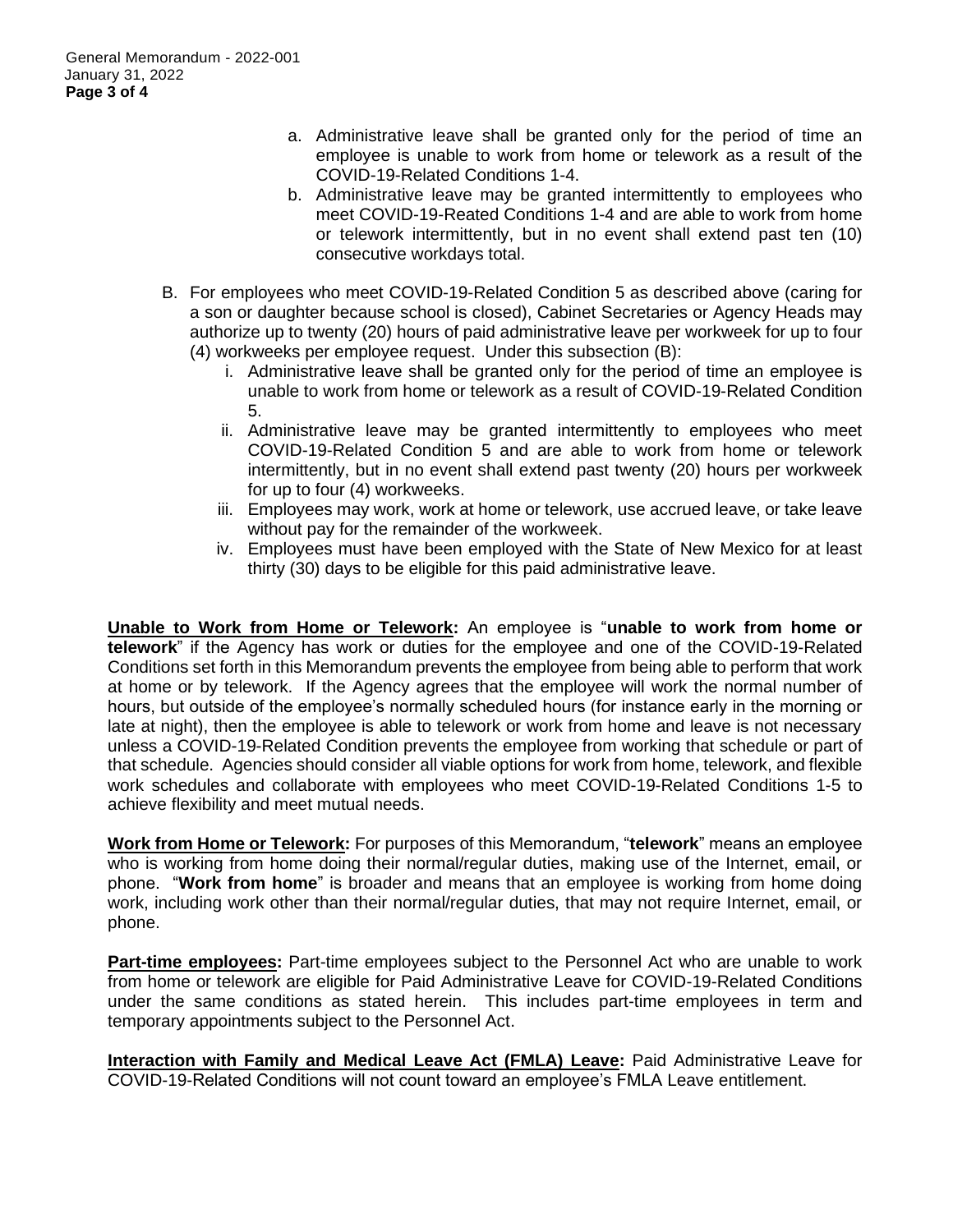a. Administrative leave shall be granted only for the period of time an employee is unable to work from home or telework as a result of the COVID-19-Related Conditions 1-4.
b. Administrative leave may be granted intermittently to employees who meet COVID-19-Reated Conditions 1-4 and are able to work from home or telework intermittently, but in no event shall extend past ten (10) consecutive workdays total.

B. For employees who meet COVID-19-Related Condition 5 as described above (caring for a son or daughter because school is closed), Cabinet Secretaries or Agency Heads may authorize up to twenty (20) hours of paid administrative leave per workweek for up to four (4) workweeks per employee request. Under this subsection (B):
   i. Administrative leave shall be granted only for the period of time an employee is unable to work from home or telework as a result of COVID-19-Related Condition 5.
   ii. Administrative leave may be granted intermittently to employees who meet COVID-19-Related Condition 5 and are able to work from home or telework intermittently, but in no event shall extend past twenty (20) hours per workweek for up to four (4) workweeks.
   iii. Employees may work, work at home or telework, use accrued leave, or take leave without pay for the remainder of the workweek.
   iv. Employees must have been employed with the State of New Mexico for at least thirty (30) days to be eligible for this paid administrative leave.

**Unable to Work from Home or Telework:** An employee is "**unable to work from home or telework**" if the Agency has work or duties for the employee and one of the COVID-19-Related Conditions set forth in this Memorandum prevents the employee from being able to perform that work at home or by telework. If the Agency agrees that the employee will work the normal number of hours, but outside of the employee's normally scheduled hours (for instance early in the morning or late at night), then the employee is able to telework or work from home and leave is not necessary unless a COVID-19-Related Condition prevents the employee from working that schedule or part of that schedule. Agencies should consider all viable options for work from home, telework, and flexible work schedules and collaborate with employees who meet COVID-19-Related Conditions 1-5 to achieve flexibility and meet mutual needs.

**Work from Home or Telework:** For purposes of this Memorandum, "**telework**" means an employee who is working from home doing their normal/regular duties, making use of the Internet, email, or phone. "**Work from home**" is broader and means that an employee is working from home doing work, including work other than their normal/regular duties, that may not require Internet, email, or phone.

**Part-time employees:** Part-time employees subject to the Personnel Act who are unable to work from home or telework are eligible for Paid Administrative Leave for COVID-19-Related Conditions under the same conditions as stated herein. This includes part-time employees in term and temporary appointments subject to the Personnel Act.

**Interaction with Family and Medical Leave Act (FMLA) Leave:** Paid Administrative Leave for COVID-19-Related Conditions will not count toward an employee's FMLA Leave entitlement.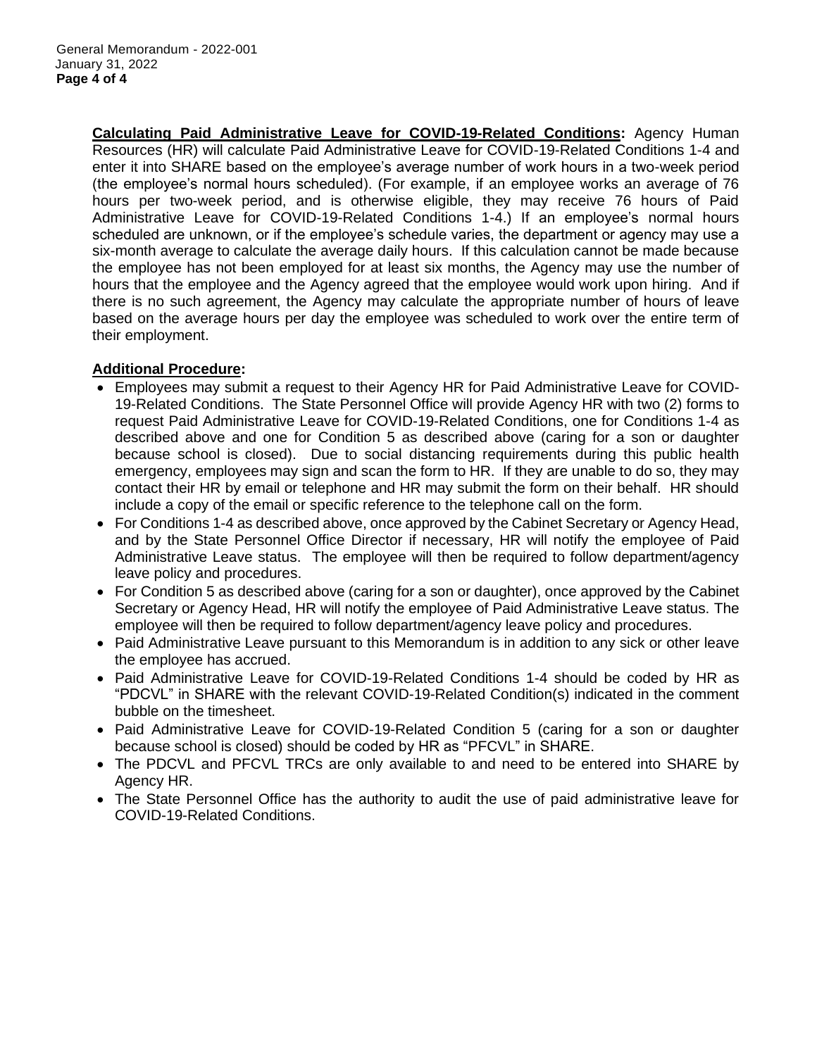**Calculating Paid Administrative Leave for COVID-19-Related Conditions:** Agency Human Resources (HR) will calculate Paid Administrative Leave for COVID-19-Related Conditions 1-4 and enter it into SHARE based on the employee's average number of work hours in a two-week period (the employee's normal hours scheduled). (For example, if an employee works an average of 76 hours per two-week period, and is otherwise eligible, they may receive 76 hours of Paid Administrative Leave for COVID-19-Related Conditions 1-4.) If an employee's normal hours scheduled are unknown, or if the employee's schedule varies, the department or agency may use a six-month average to calculate the average daily hours. If this calculation cannot be made because the employee has not been employed for at least six months, the Agency may use the number of hours that the employee and the Agency agreed that the employee would work upon hiring. And if there is no such agreement, the Agency may calculate the appropriate number of hours of leave based on the average hours per day the employee was scheduled to work over the entire term of their employment.

**Additional Procedure:**

- Employees may submit a request to their Agency HR for Paid Administrative Leave for COVID-19-Related Conditions. The State Personnel Office will provide Agency HR with two (2) forms to request Paid Administrative Leave for COVID-19-Related Conditions, one for Conditions 1-4 as described above and one for Condition 5 as described above (caring for a son or daughter because school is closed). Due to social distancing requirements during this public health emergency, employees may sign and scan the form to HR. If they are unable to do so, they may contact their HR by email or telephone and HR may submit the form on their behalf. HR should include a copy of the email or specific reference to the telephone call on the form.
- For Conditions 1-4 as described above, once approved by the Cabinet Secretary or Agency Head, and by the State Personnel Office Director if necessary, HR will notify the employee of Paid Administrative Leave status. The employee will then be required to follow department/agency leave policy and procedures.
- For Condition 5 as described above (caring for a son or daughter), once approved by the Cabinet Secretary or Agency Head, HR will notify the employee of Paid Administrative Leave status. The employee will then be required to follow department/agency leave policy and procedures.
- Paid Administrative Leave pursuant to this Memorandum is in addition to any sick or other leave the employee has accrued.
- Paid Administrative Leave for COVID-19-Related Conditions 1-4 should be coded by HR as "PDCVL" in SHARE with the relevant COVID-19-Related Condition(s) indicated in the comment bubble on the timesheet.
- Paid Administrative Leave for COVID-19-Related Condition 5 (caring for a son or daughter because school is closed) should be coded by HR as "PFCVL" in SHARE.
- The PDCVL and PFCVL TRCs are only available to and need to be entered into SHARE by Agency HR.
- The State Personnel Office has the authority to audit the use of paid administrative leave for COVID-19-Related Conditions.